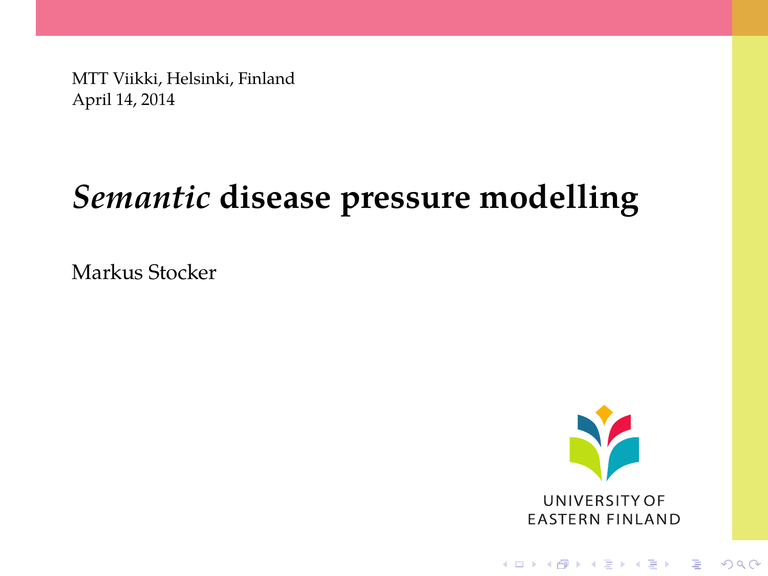MTT Viikki, Helsinki, Finland
April 14, 2014

# *Semantic* disease pressure modelling

Markus Stocker

UNIVERSITY OF
EASTERN FINLAND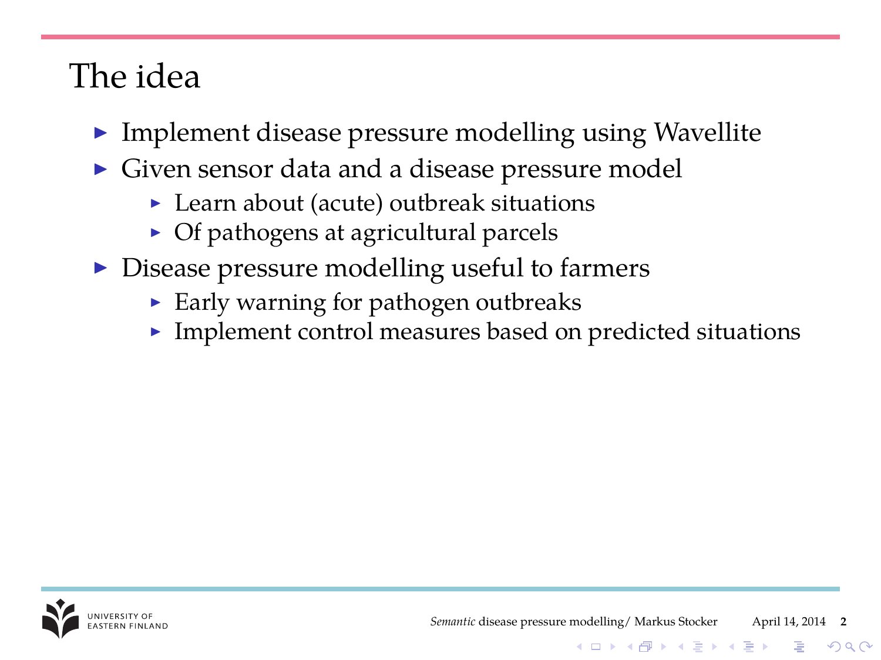# The idea

- Implement disease pressure modelling using Wavellite
- Given sensor data and a disease pressure model
  - Learn about (acute) outbreak situations
  - Of pathogens at agricultural parcels
- Disease pressure modelling useful to farmers
  - Early warning for pathogen outbreaks
  - Implement control measures based on predicted situations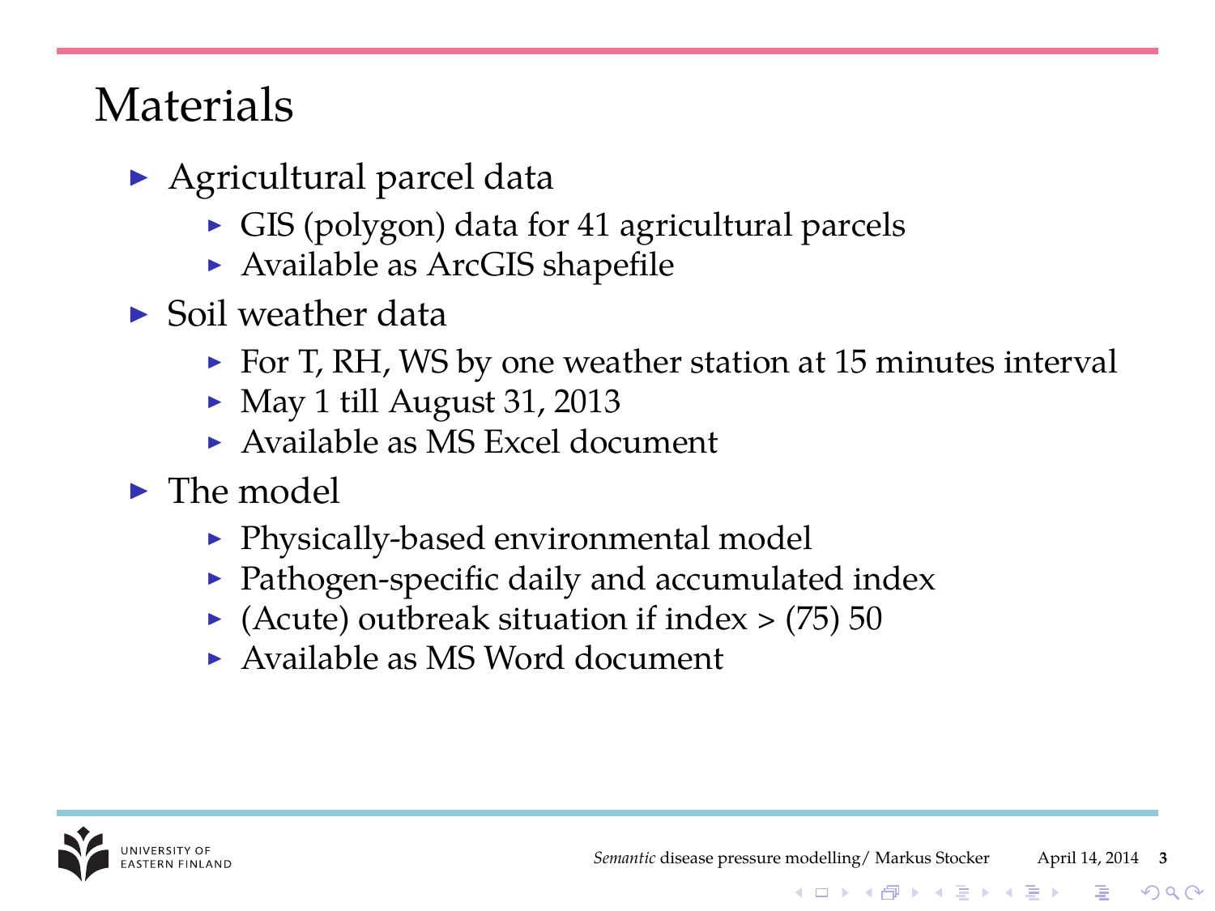# Materials

- Agricultural parcel data
  - GIS (polygon) data for 41 agricultural parcels
  - Available as ArcGIS shapefile
- Soil weather data
  - For T, RH, WS by one weather station at 15 minutes interval
  - May 1 till August 31, 2013
  - Available as MS Excel document
- The model
  - Physically-based environmental model
  - Pathogen-specific daily and accumulated index
  - (Acute) outbreak situation if index > (75) 50
  - Available as MS Word document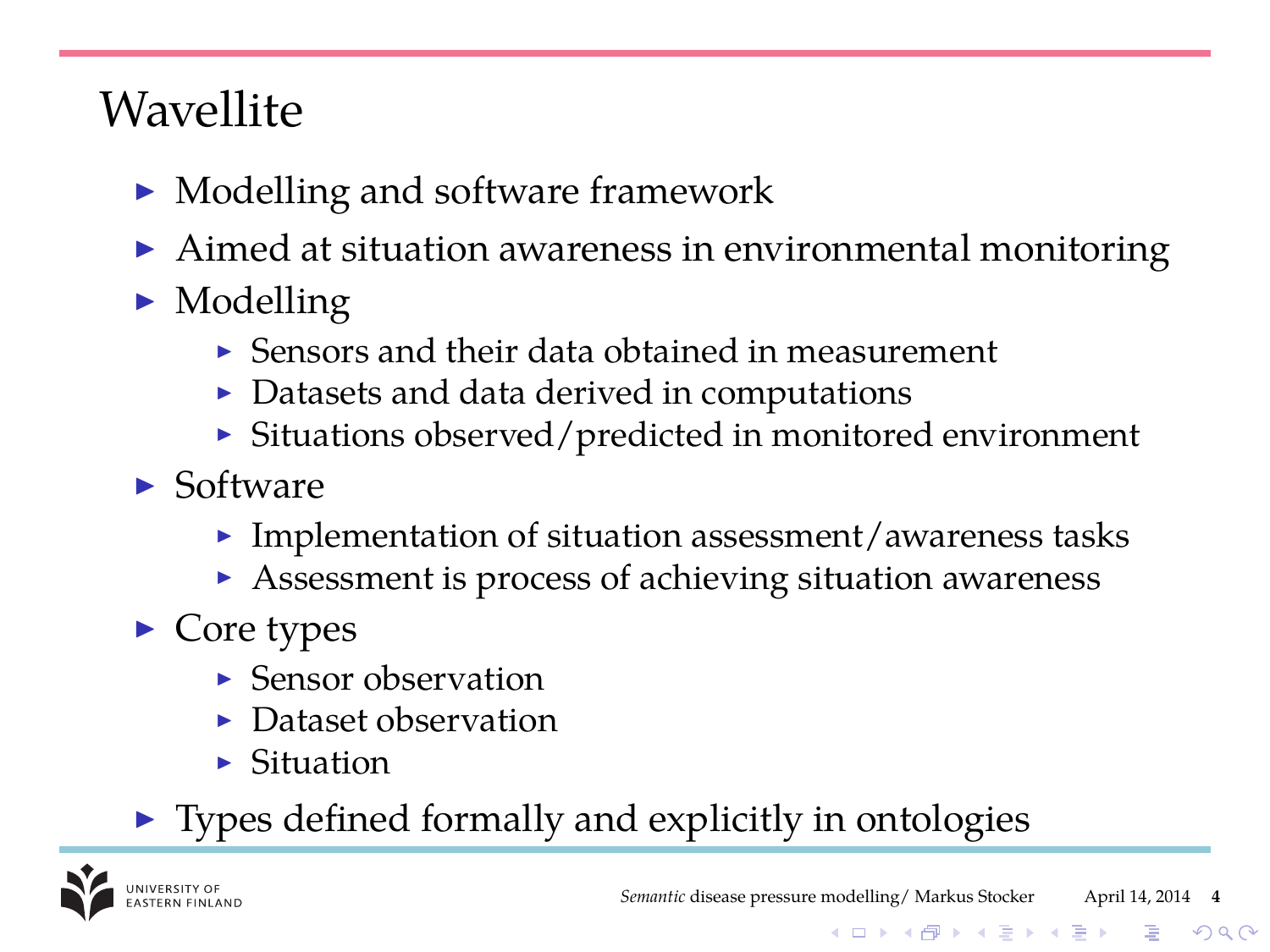# Wavellite

- Modelling and software framework
- Aimed at situation awareness in environmental monitoring
- Modelling
  - Sensors and their data obtained in measurement
  - Datasets and data derived in computations
  - Situations observed/predicted in monitored environment
- Software
  - Implementation of situation assessment/awareness tasks
  - Assessment is process of achieving situation awareness
- Core types
  - Sensor observation
  - Dataset observation
  - Situation
- Types defined formally and explicitly in ontologies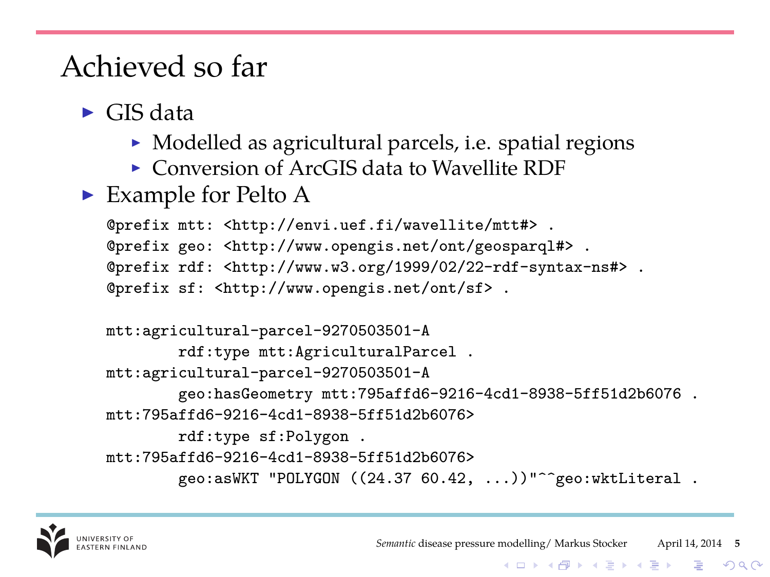# Achieved so far

- GIS data
  - Modelled as agricultural parcels, i.e. spatial regions
  - Conversion of ArcGIS data to Wavellite RDF
- Example for Pelto A

```
@prefix mtt: <http://envi.uef.fi/wavellite/mtt#> .
@prefix geo: <http://www.opengis.net/ont/geosparql#> .
@prefix rdf: <http://www.w3.org/1999/02/22-rdf-syntax-ns#> .
@prefix sf: <http://www.opengis.net/ont/sf> .

mtt:agricultural-parcel-9270503501-A
        rdf:type mtt:AgriculturalParcel .
mtt:agricultural-parcel-9270503501-A
        geo:hasGeometry mtt:795affd6-9216-4cd1-8938-5ff51d2b6076 .
mtt:795affd6-9216-4cd1-8938-5ff51d2b6076>
        rdf:type sf:Polygon .
mtt:795affd6-9216-4cd1-8938-5ff51d2b6076>
        geo:asWKT "POLYGON ((24.37 60.42, ...))"^^geo:wktLiteral .
```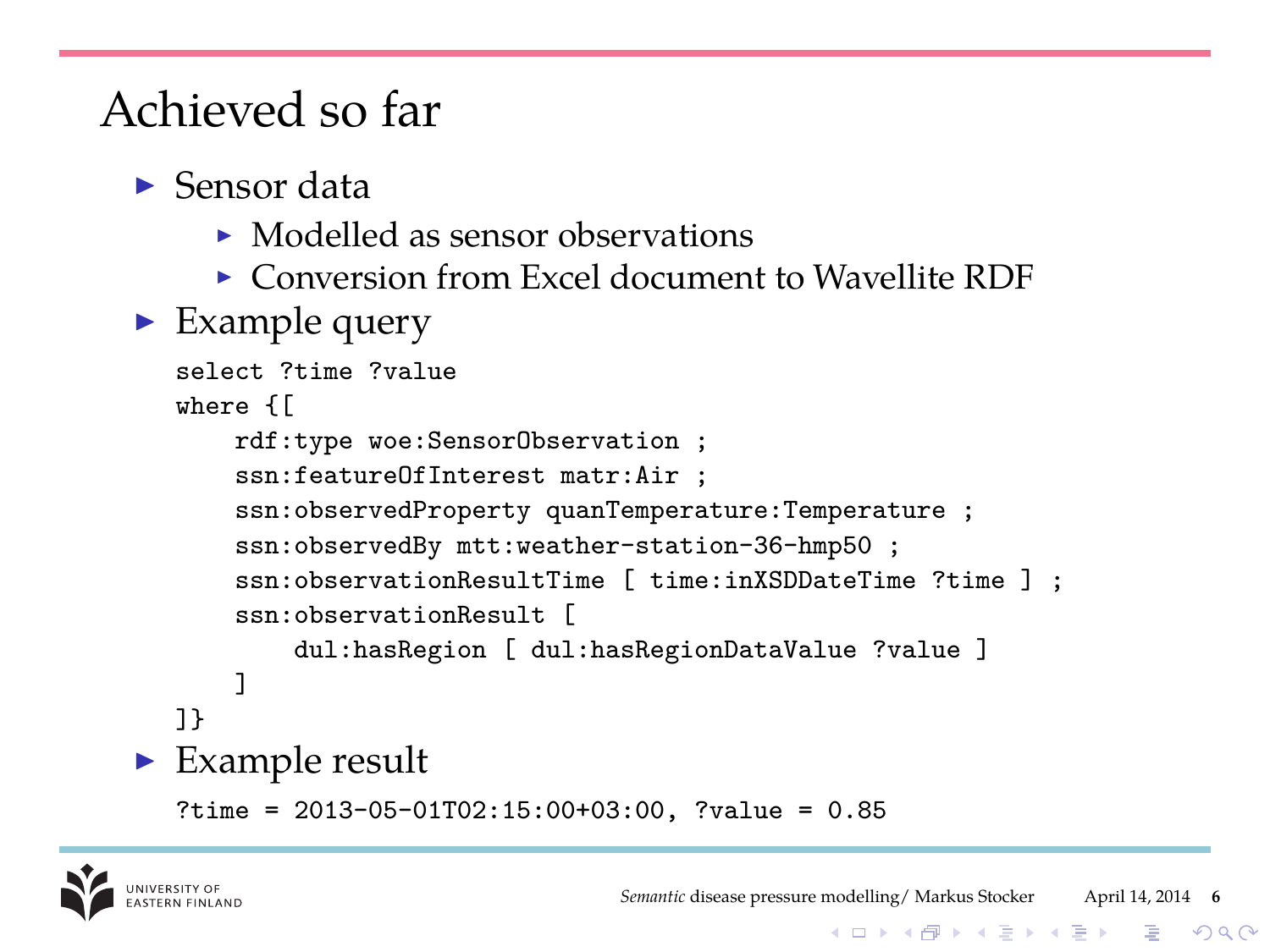# Achieved so far

- Sensor data
  - Modelled as sensor observations
  - Conversion from Excel document to Wavellite RDF
- Example query

```
select ?time ?value
where {[
    rdf:type woe:SensorObservation ;
    ssn:featureOfInterest matr:Air ;
    ssn:observedProperty quanTemperature:Temperature ;
    ssn:observedBy mtt:weather-station-36-hmp50 ;
    ssn:observationResultTime [ time:inXSDDateTime ?time ] ;
    ssn:observationResult [
        dul:hasRegion [ dul:hasRegionDataValue ?value ]
    ]
]}
```

- Example result

```
?time = 2013-05-01T02:15:00+03:00, ?value = 0.85
```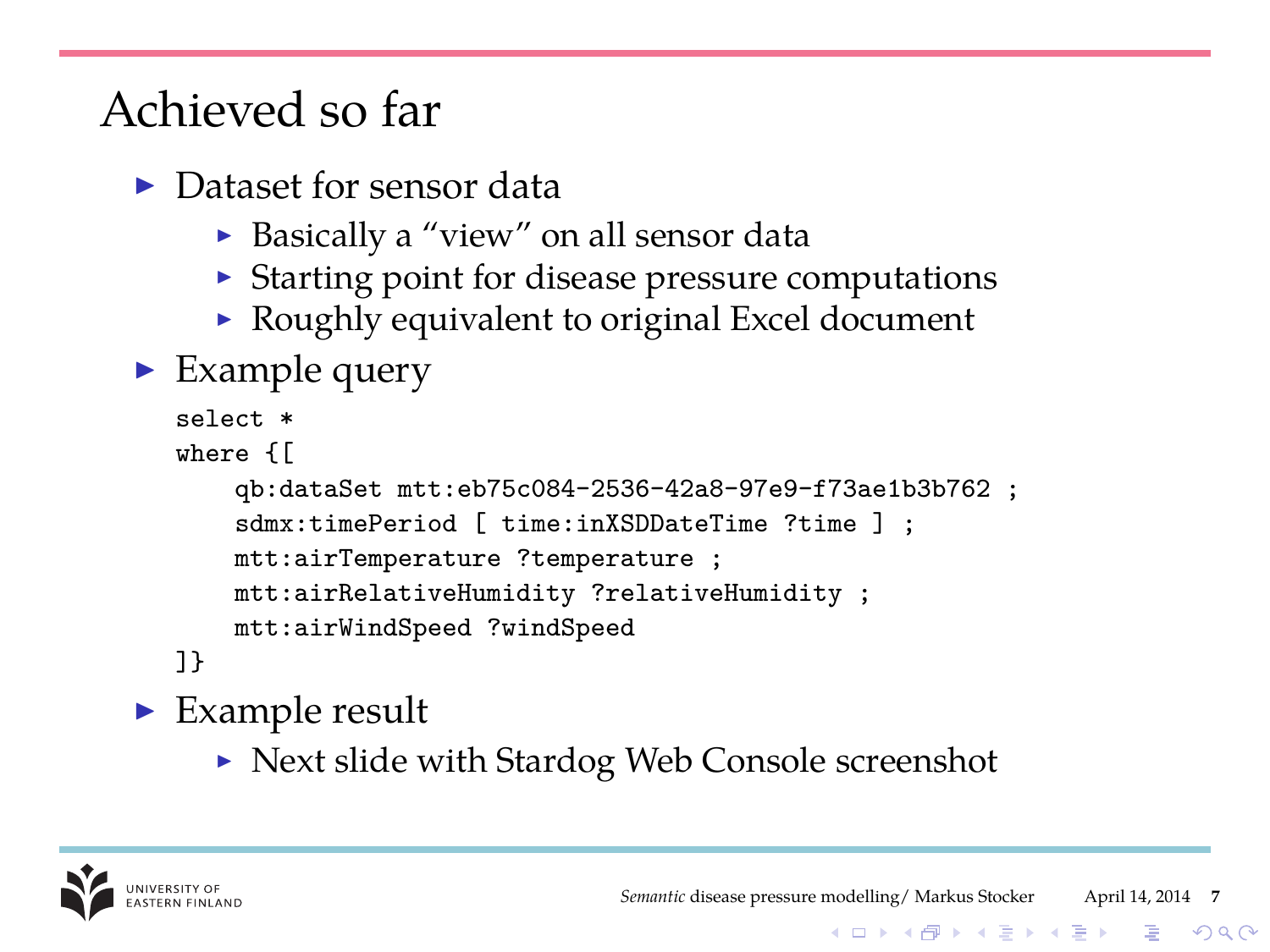# Achieved so far

- Dataset for sensor data
  - Basically a "view" on all sensor data
  - Starting point for disease pressure computations
  - Roughly equivalent to original Excel document
- Example query

```
select *
where {[
    qb:dataSet mtt:eb75c084-2536-42a8-97e9-f73ae1b3b762 ;
    sdmx:timePeriod [ time:inXSDDateTime ?time ] ;
    mtt:airTemperature ?temperature ;
    mtt:airRelativeHumidity ?relativeHumidity ;
    mtt:airWindSpeed ?windSpeed
]}
```

- Example result
  - Next slide with Stardog Web Console screenshot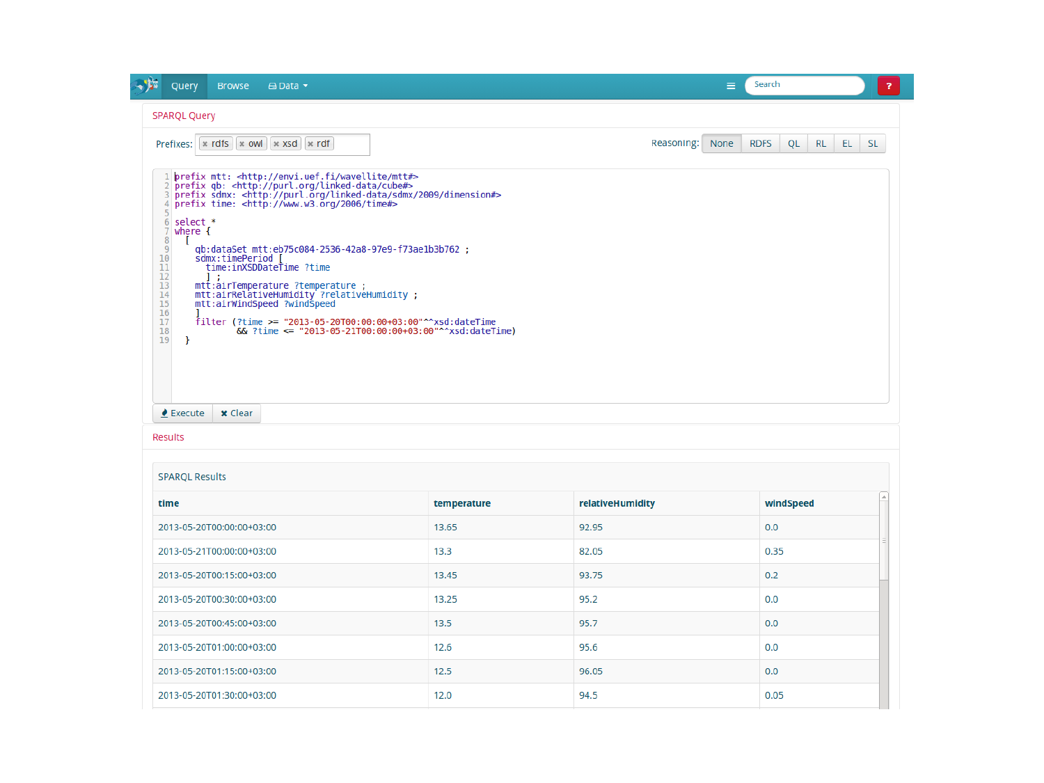Query Browse Data ▾ Search ?

## SPARQL Query

Prefixes: rdfs owl xsd rdf

Reasoning: None RDFS QL RL EL SL

```
prefix mtt: <http://envi.uef.fi/wavellite/mtt#>
prefix qb: <http://purl.org/linked-data/cube#>
prefix sdmx: <http://purl.org/linked-data/sdmx/2009/dimension#>
prefix time: <http://www.w3.org/2006/time#>

select *
where {
  [
    qb:dataSet mtt:eb75c084-2536-42a8-97e9-f73ae1b3b762 ;
    sdmx:timePeriod [
      time:inXSDDateTime ?time
      ] ;
    mtt:airTemperature ?temperature ;
    mtt:airRelativeHumidity ?relativeHumidity ;
    mtt:airWindSpeed ?windSpeed
    ]
    filter (?time >= "2013-05-20T00:00:00+03:00"^^xsd:dateTime
        && ?time <= "2013-05-21T00:00:00+03:00"^^xsd:dateTime)
  }
```

Execute Clear

## Results

SPARQL Results

| time | temperature | relativeHumidity | windSpeed |
|---|---|---|---|
| 2013-05-20T00:00:00+03:00 | 13.65 | 92.95 | 0.0 |
| 2013-05-21T00:00:00+03:00 | 13.3 | 82.05 | 0.35 |
| 2013-05-20T00:15:00+03:00 | 13.45 | 93.75 | 0.2 |
| 2013-05-20T00:30:00+03:00 | 13.25 | 95.2 | 0.0 |
| 2013-05-20T00:45:00+03:00 | 13.5 | 95.7 | 0.0 |
| 2013-05-20T01:00:00+03:00 | 12.6 | 95.6 | 0.0 |
| 2013-05-20T01:15:00+03:00 | 12.5 | 96.05 | 0.0 |
| 2013-05-20T01:30:00+03:00 | 12.0 | 94.5 | 0.05 |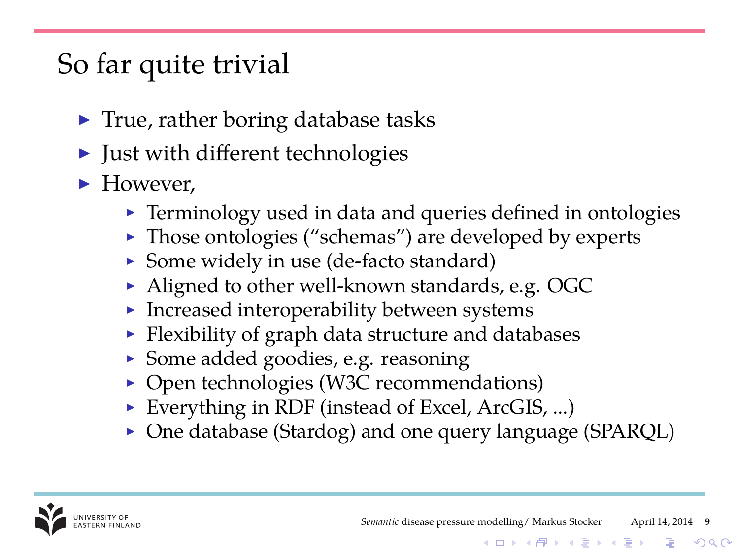# So far quite trivial

- True, rather boring database tasks
- Just with different technologies
- However,
  - Terminology used in data and queries defined in ontologies
  - Those ontologies (“schemas”) are developed by experts
  - Some widely in use (de-facto standard)
  - Aligned to other well-known standards, e.g. OGC
  - Increased interoperability between systems
  - Flexibility of graph data structure and databases
  - Some added goodies, e.g. reasoning
  - Open technologies (W3C recommendations)
  - Everything in RDF (instead of Excel, ArcGIS, ...)
  - One database (Stardog) and one query language (SPARQL)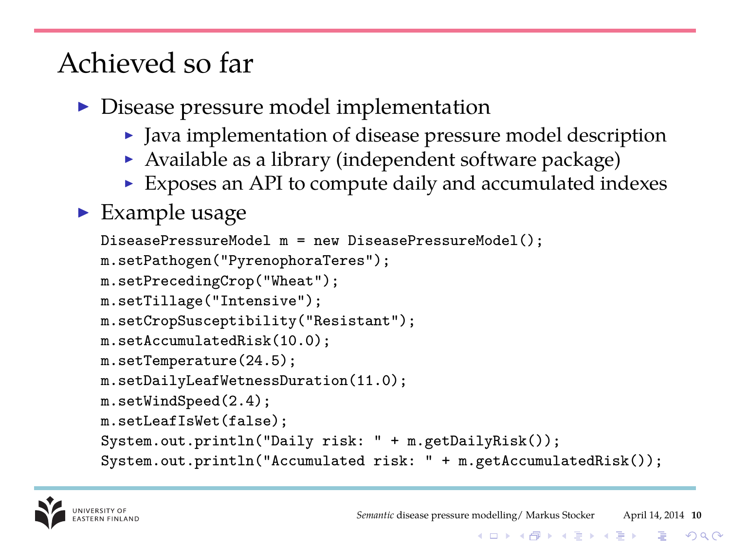# Achieved so far

- Disease pressure model implementation
  - Java implementation of disease pressure model description
  - Available as a library (independent software package)
  - Exposes an API to compute daily and accumulated indexes
- Example usage

```
DiseasePressureModel m = new DiseasePressureModel();
m.setPathogen("PyrenophoraTeres");
m.setPrecedingCrop("Wheat");
m.setTillage("Intensive");
m.setCropSusceptibility("Resistant");
m.setAccumulatedRisk(10.0);
m.setTemperature(24.5);
m.setDailyLeafWetnessDuration(11.0);
m.setWindSpeed(2.4);
m.setLeafIsWet(false);
System.out.println("Daily risk: " + m.getDailyRisk());
System.out.println("Accumulated risk: " + m.getAccumulatedRisk());
```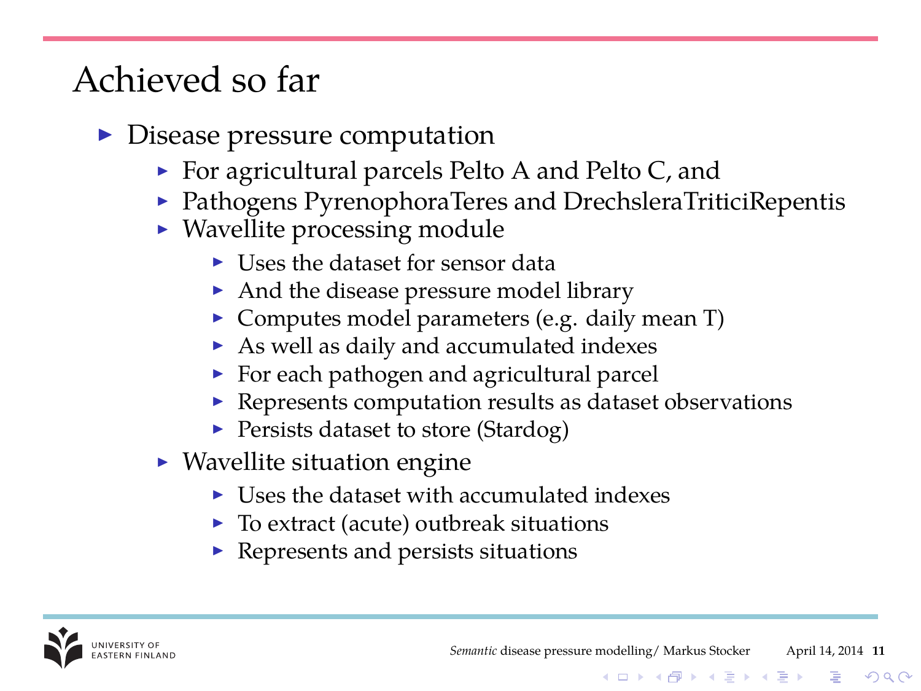# Achieved so far

- Disease pressure computation
  - For agricultural parcels Pelto A and Pelto C, and
  - Pathogens PyrenophoraTeres and DrechsleraTriticiRepentis
  - Wavellite processing module
    - Uses the dataset for sensor data
    - And the disease pressure model library
    - Computes model parameters (e.g. daily mean T)
    - As well as daily and accumulated indexes
    - For each pathogen and agricultural parcel
    - Represents computation results as dataset observations
    - Persists dataset to store (Stardog)
  - Wavellite situation engine
    - Uses the dataset with accumulated indexes
    - To extract (acute) outbreak situations
    - Represents and persists situations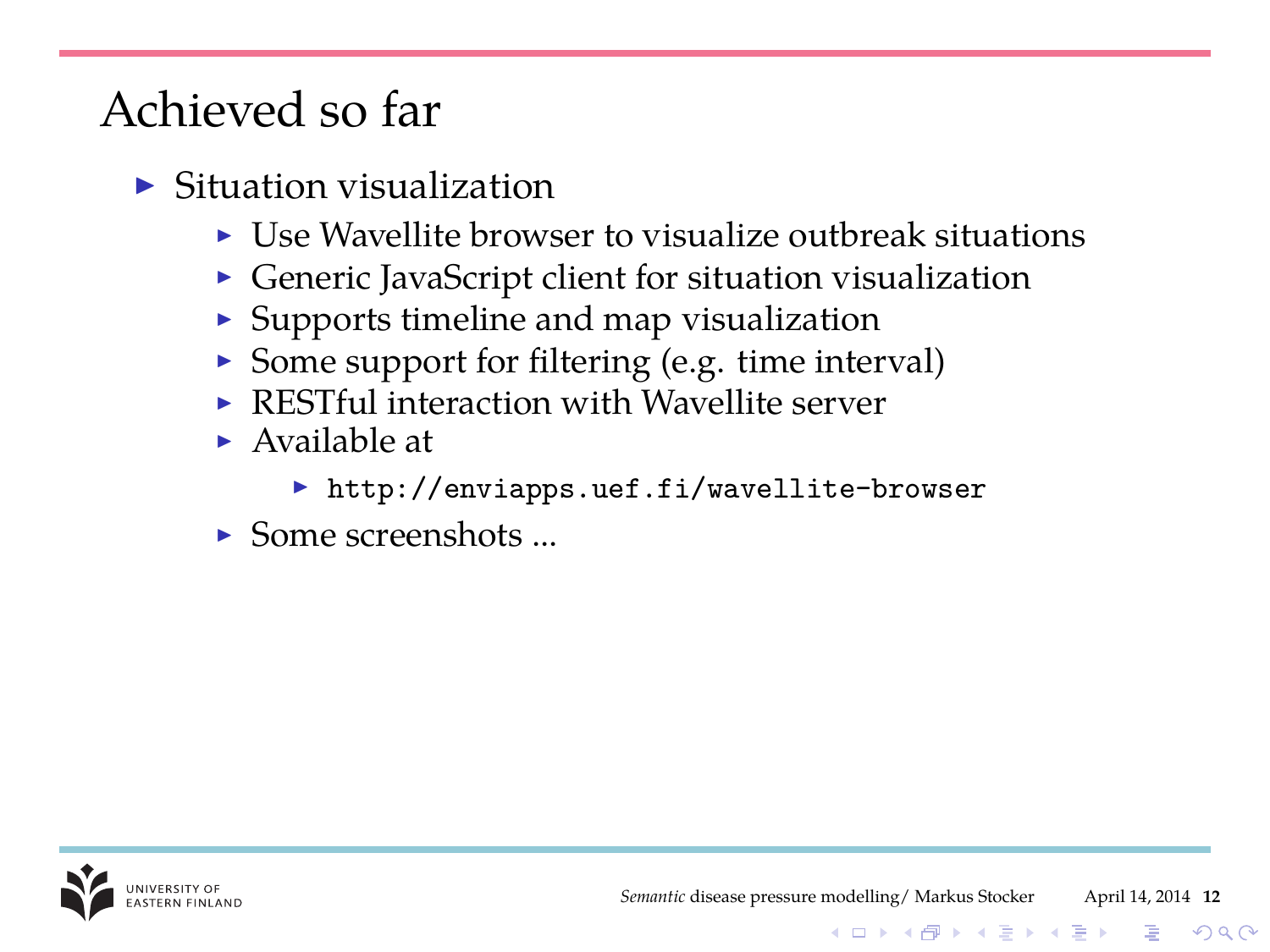# Achieved so far

- Situation visualization
  - Use Wavellite browser to visualize outbreak situations
  - Generic JavaScript client for situation visualization
  - Supports timeline and map visualization
  - Some support for filtering (e.g. time interval)
  - RESTful interaction with Wavellite server
  - Available at
    - `http://enviapps.uef.fi/wavellite-browser`
  - Some screenshots ...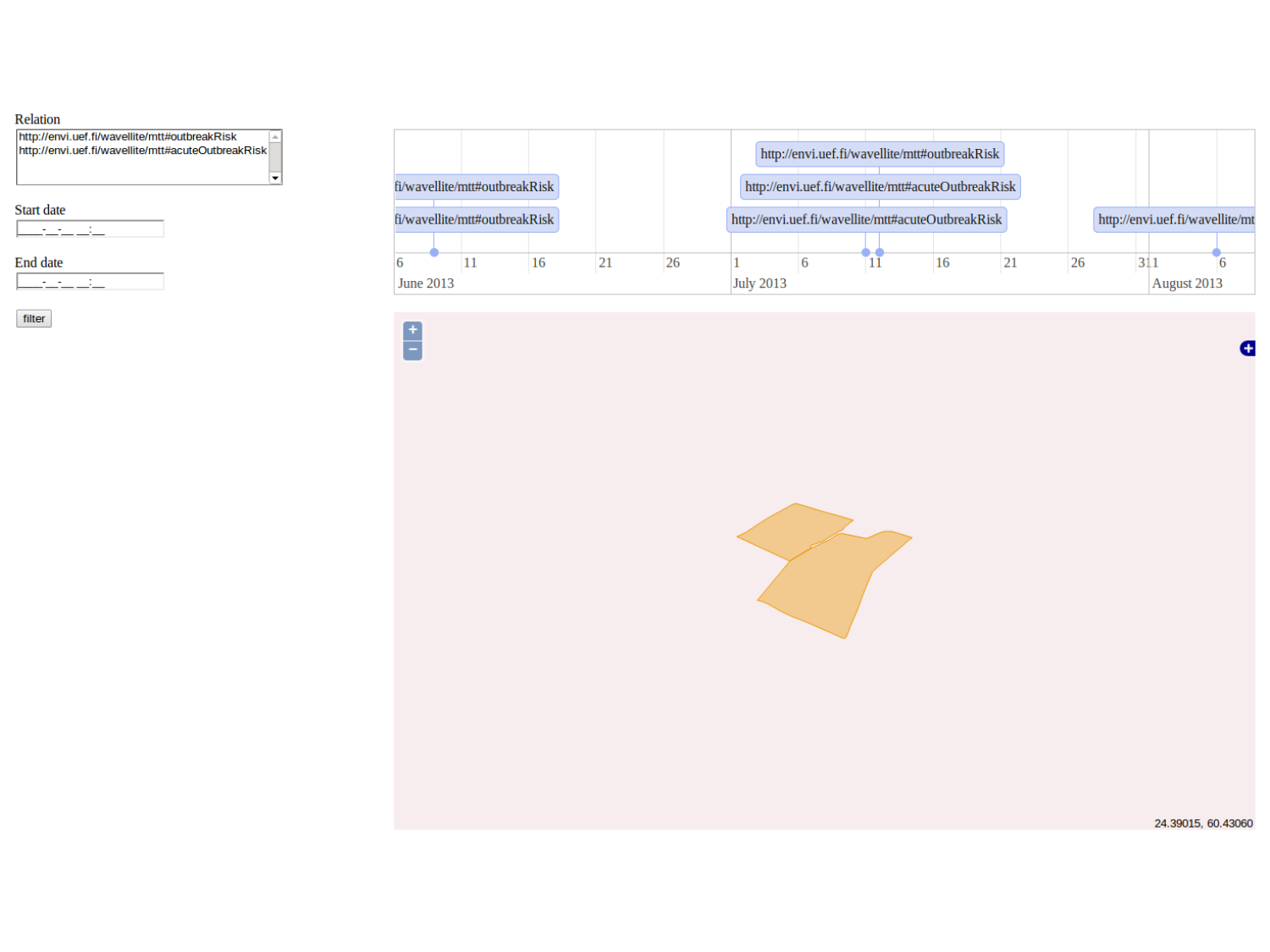Relation

http://envi.uef.fi/wavellite/mtt#outbreakRisk
http://envi.uef.fi/wavellite/mtt#acuteOutbreakRisk

Start date

End date

filter

fi/wavellite/mtt#outbreakRisk

fi/wavellite/mtt#outbreakRisk

http://envi.uef.fi/wavellite/mtt#outbreakRisk

http://envi.uef.fi/wavellite/mtt#acuteOutbreakRisk

http://envi.uef.fi/wavellite/mtt#acuteOutbreakRisk

http://envi.uef.fi/wavellite/mt

6 11 16 21 26 1 6 11 16 21 26 31 1 6

June 2013 July 2013 August 2013

24.39015, 60.43060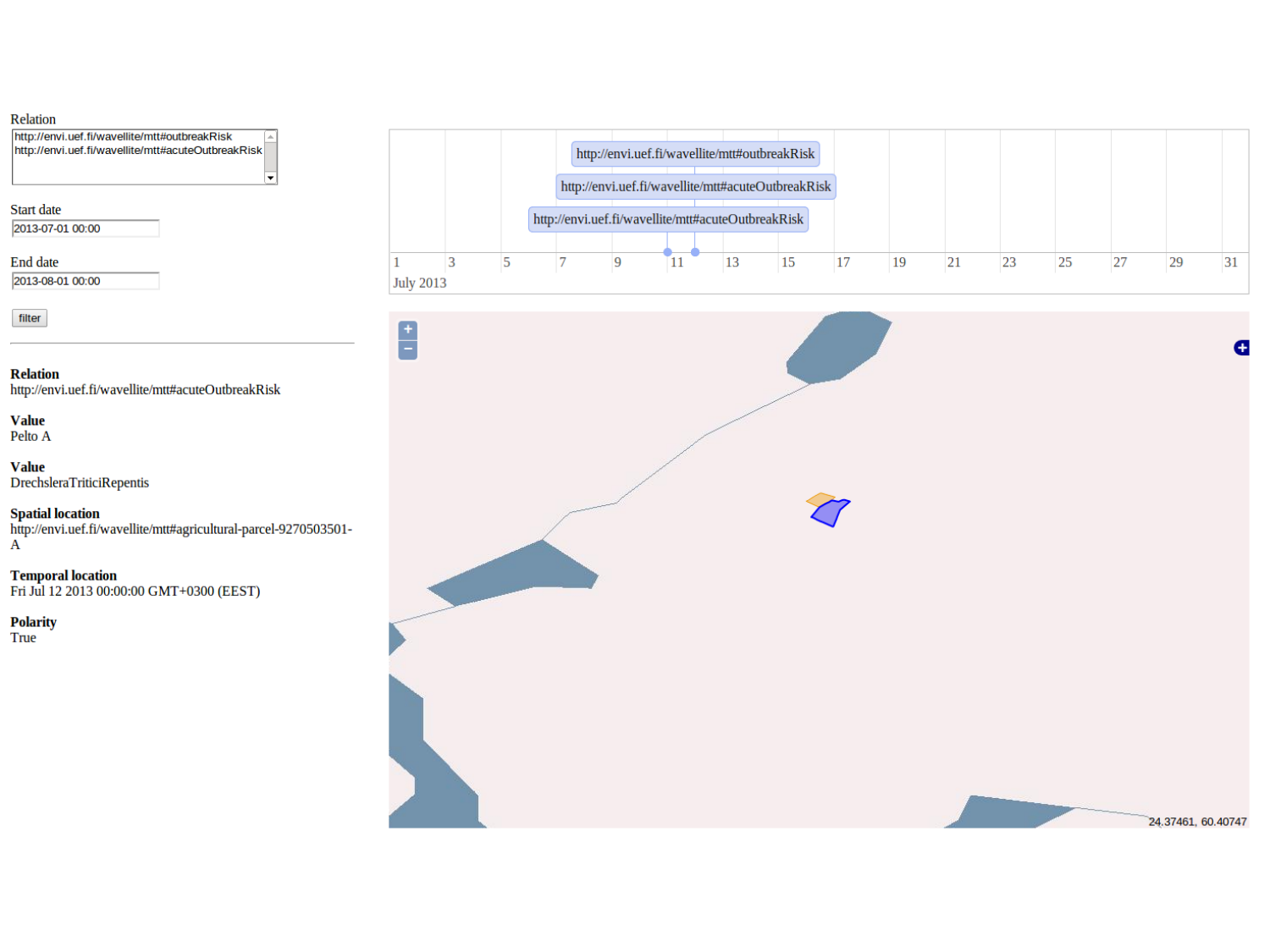Relation

http://envi.uef.fi/wavellite/mtt#outbreakRisk
http://envi.uef.fi/wavellite/mtt#acuteOutbreakRisk

Start date

2013-07-01 00:00

End date

2013-08-01 00:00

filter

**Relation**
http://envi.uef.fi/wavellite/mtt#acuteOutbreakRisk

**Value**
Pelto A

**Value**
DrechsleraTriticiRepentis

**Spatial location**
http://envi.uef.fi/wavellite/mtt#agricultural-parcel-9270503501-A

**Temporal location**
Fri Jul 12 2013 00:00:00 GMT+0300 (EEST)

**Polarity**
True

http://envi.uef.fi/wavellite/mtt#outbreakRisk

http://envi.uef.fi/wavellite/mtt#acuteOutbreakRisk

http://envi.uef.fi/wavellite/mtt#acuteOutbreakRisk

1 3 5 7 9 11 13 15 17 19 21 23 25 27 29 31

July 2013

24.37461, 60.40747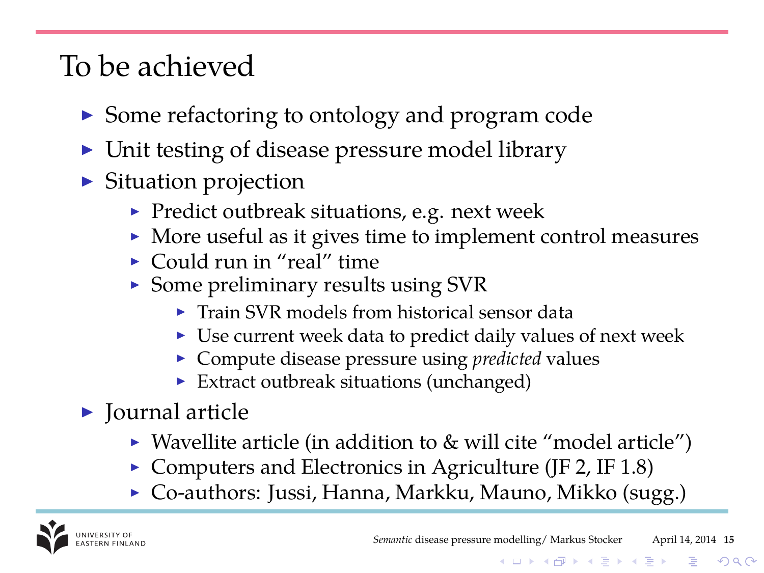# To be achieved

- Some refactoring to ontology and program code
- Unit testing of disease pressure model library
- Situation projection
  - Predict outbreak situations, e.g. next week
  - More useful as it gives time to implement control measures
  - Could run in "real" time
  - Some preliminary results using SVR
    - Train SVR models from historical sensor data
    - Use current week data to predict daily values of next week
    - Compute disease pressure using *predicted* values
    - Extract outbreak situations (unchanged)
- Journal article
  - Wavellite article (in addition to & will cite "model article")
  - Computers and Electronics in Agriculture (JF 2, IF 1.8)
  - Co-authors: Jussi, Hanna, Markku, Mauno, Mikko (sugg.)